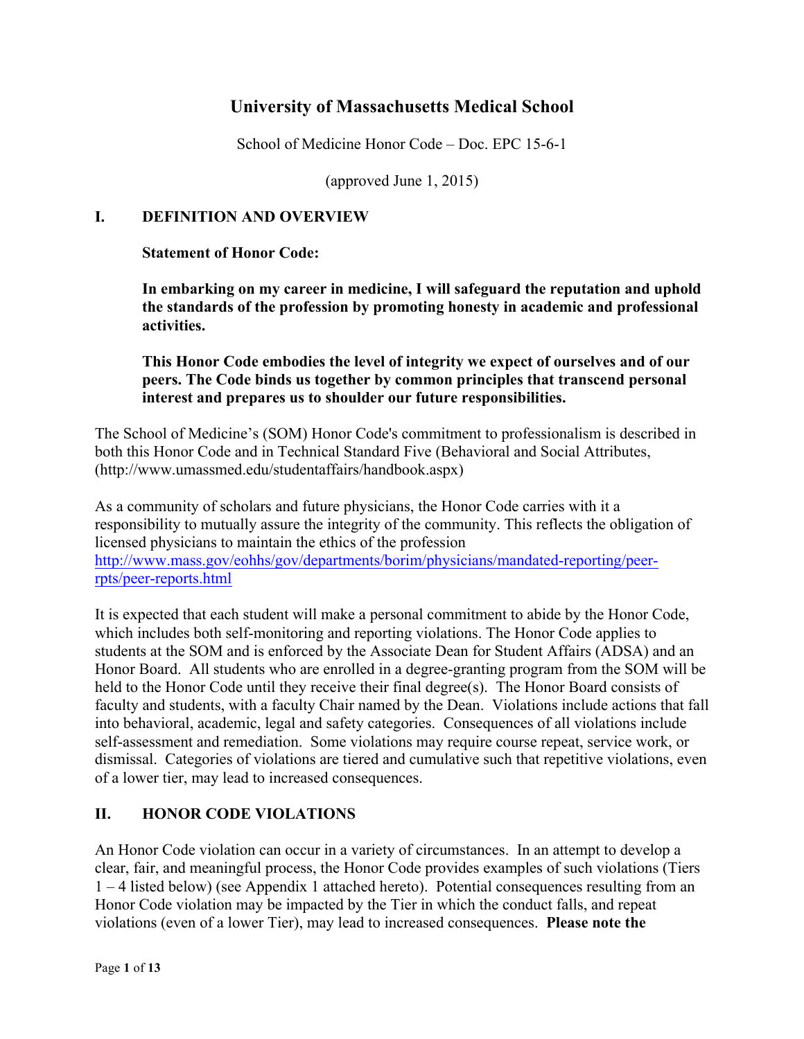# University of Massachusetts Medical School

School of Medicine Honor Code – Doc. EPC 15-6-1

(approved June 1, 2015)

## I. DEFINITION AND OVERVIEW

**Statement of Honor Code:**

**In embarking on my career in medicine, I will safeguard the reputation and uphold the standards of the profession by promoting honesty in academic and professional activities.**

**This Honor Code embodies the level of integrity we expect of ourselves and of our peers. The Code binds us together by common principles that transcend personal interest and prepares us to shoulder our future responsibilities.**

The School of Medicine's (SOM) Honor Code's commitment to professionalism is described in both this Honor Code and in Technical Standard Five (Behavioral and Social Attributes, (http://www.umassmed.edu/studentaffairs/handbook.aspx)

As a community of scholars and future physicians, the Honor Code carries with it a responsibility to mutually assure the integrity of the community. This reflects the obligation of licensed physicians to maintain the ethics of the profession http://www.mass.gov/eohhs/gov/departments/borim/physicians/mandated-reporting/peer-rpts/peer-reports.html

It is expected that each student will make a personal commitment to abide by the Honor Code, which includes both self-monitoring and reporting violations. The Honor Code applies to students at the SOM and is enforced by the Associate Dean for Student Affairs (ADSA) and an Honor Board. All students who are enrolled in a degree-granting program from the SOM will be held to the Honor Code until they receive their final degree(s). The Honor Board consists of faculty and students, with a faculty Chair named by the Dean. Violations include actions that fall into behavioral, academic, legal and safety categories. Consequences of all violations include self-assessment and remediation. Some violations may require course repeat, service work, or dismissal. Categories of violations are tiered and cumulative such that repetitive violations, even of a lower tier, may lead to increased consequences.

## II. HONOR CODE VIOLATIONS

An Honor Code violation can occur in a variety of circumstances. In an attempt to develop a clear, fair, and meaningful process, the Honor Code provides examples of such violations (Tiers 1 – 4 listed below) (see Appendix 1 attached hereto). Potential consequences resulting from an Honor Code violation may be impacted by the Tier in which the conduct falls, and repeat violations (even of a lower Tier), may lead to increased consequences. **Please note the**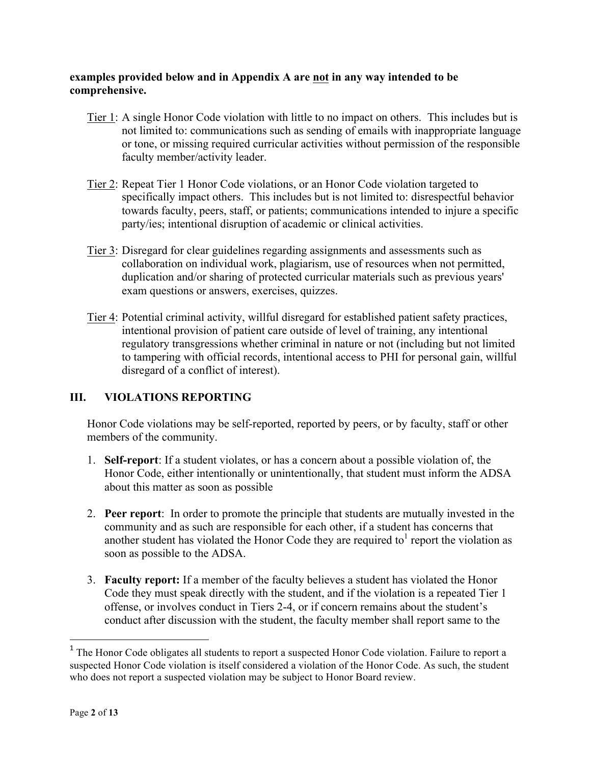**examples provided below and in Appendix A are not in any way intended to be comprehensive.**

Tier 1: A single Honor Code violation with little to no impact on others. This includes but is not limited to: communications such as sending of emails with inappropriate language or tone, or missing required curricular activities without permission of the responsible faculty member/activity leader.

Tier 2: Repeat Tier 1 Honor Code violations, or an Honor Code violation targeted to specifically impact others. This includes but is not limited to: disrespectful behavior towards faculty, peers, staff, or patients; communications intended to injure a specific party/ies; intentional disruption of academic or clinical activities.

Tier 3: Disregard for clear guidelines regarding assignments and assessments such as collaboration on individual work, plagiarism, use of resources when not permitted, duplication and/or sharing of protected curricular materials such as previous years' exam questions or answers, exercises, quizzes.

Tier 4: Potential criminal activity, willful disregard for established patient safety practices, intentional provision of patient care outside of level of training, any intentional regulatory transgressions whether criminal in nature or not (including but not limited to tampering with official records, intentional access to PHI for personal gain, willful disregard of a conflict of interest).

## III. VIOLATIONS REPORTING

Honor Code violations may be self-reported, reported by peers, or by faculty, staff or other members of the community.

1. **Self-report**: If a student violates, or has a concern about a possible violation of, the Honor Code, either intentionally or unintentionally, that student must inform the ADSA about this matter as soon as possible

2. **Peer report**: In order to promote the principle that students are mutually invested in the community and as such are responsible for each other, if a student has concerns that another student has violated the Honor Code they are required to[1] report the violation as soon as possible to the ADSA.

3. **Faculty report:** If a member of the faculty believes a student has violated the Honor Code they must speak directly with the student, and if the violation is a repeated Tier 1 offense, or involves conduct in Tiers 2-4, or if concern remains about the student's conduct after discussion with the student, the faculty member shall report same to the

[1] The Honor Code obligates all students to report a suspected Honor Code violation. Failure to report a suspected Honor Code violation is itself considered a violation of the Honor Code. As such, the student who does not report a suspected violation may be subject to Honor Board review.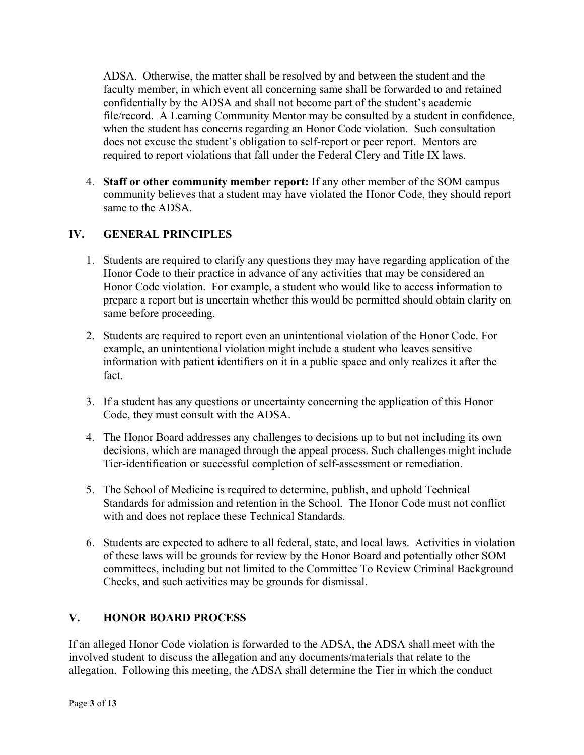ADSA. Otherwise, the matter shall be resolved by and between the student and the faculty member, in which event all concerning same shall be forwarded to and retained confidentially by the ADSA and shall not become part of the student's academic file/record. A Learning Community Mentor may be consulted by a student in confidence, when the student has concerns regarding an Honor Code violation. Such consultation does not excuse the student's obligation to self-report or peer report. Mentors are required to report violations that fall under the Federal Clery and Title IX laws.

4. **Staff or other community member report:** If any other member of the SOM campus community believes that a student may have violated the Honor Code, they should report same to the ADSA.

## IV. GENERAL PRINCIPLES

1. Students are required to clarify any questions they may have regarding application of the Honor Code to their practice in advance of any activities that may be considered an Honor Code violation. For example, a student who would like to access information to prepare a report but is uncertain whether this would be permitted should obtain clarity on same before proceeding.

2. Students are required to report even an unintentional violation of the Honor Code. For example, an unintentional violation might include a student who leaves sensitive information with patient identifiers on it in a public space and only realizes it after the fact.

3. If a student has any questions or uncertainty concerning the application of this Honor Code, they must consult with the ADSA.

4. The Honor Board addresses any challenges to decisions up to but not including its own decisions, which are managed through the appeal process. Such challenges might include Tier-identification or successful completion of self-assessment or remediation.

5. The School of Medicine is required to determine, publish, and uphold Technical Standards for admission and retention in the School. The Honor Code must not conflict with and does not replace these Technical Standards.

6. Students are expected to adhere to all federal, state, and local laws. Activities in violation of these laws will be grounds for review by the Honor Board and potentially other SOM committees, including but not limited to the Committee To Review Criminal Background Checks, and such activities may be grounds for dismissal.

## V. HONOR BOARD PROCESS

If an alleged Honor Code violation is forwarded to the ADSA, the ADSA shall meet with the involved student to discuss the allegation and any documents/materials that relate to the allegation. Following this meeting, the ADSA shall determine the Tier in which the conduct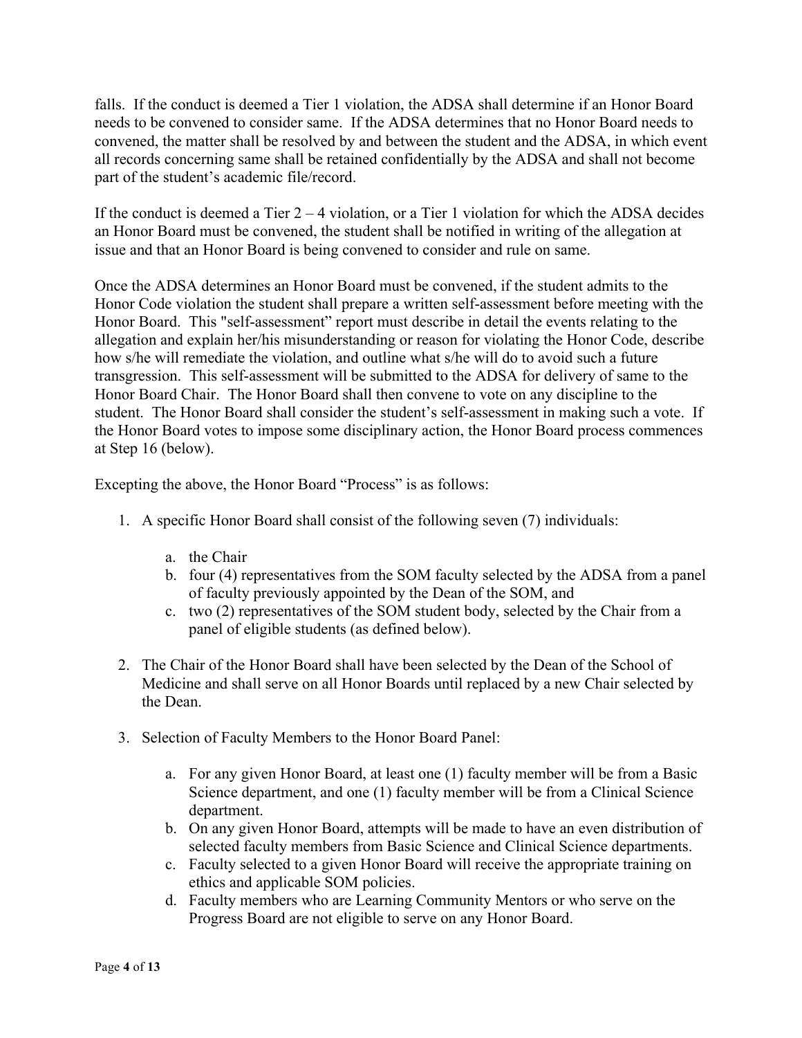falls. If the conduct is deemed a Tier 1 violation, the ADSA shall determine if an Honor Board needs to be convened to consider same. If the ADSA determines that no Honor Board needs to convened, the matter shall be resolved by and between the student and the ADSA, in which event all records concerning same shall be retained confidentially by the ADSA and shall not become part of the student's academic file/record.

If the conduct is deemed a Tier 2 – 4 violation, or a Tier 1 violation for which the ADSA decides an Honor Board must be convened, the student shall be notified in writing of the allegation at issue and that an Honor Board is being convened to consider and rule on same.

Once the ADSA determines an Honor Board must be convened, if the student admits to the Honor Code violation the student shall prepare a written self-assessment before meeting with the Honor Board. This "self-assessment" report must describe in detail the events relating to the allegation and explain her/his misunderstanding or reason for violating the Honor Code, describe how s/he will remediate the violation, and outline what s/he will do to avoid such a future transgression. This self-assessment will be submitted to the ADSA for delivery of same to the Honor Board Chair. The Honor Board shall then convene to vote on any discipline to the student. The Honor Board shall consider the student's self-assessment in making such a vote. If the Honor Board votes to impose some disciplinary action, the Honor Board process commences at Step 16 (below).

Excepting the above, the Honor Board "Process" is as follows:

1. A specific Honor Board shall consist of the following seven (7) individuals:

    a. the Chair
    b. four (4) representatives from the SOM faculty selected by the ADSA from a panel of faculty previously appointed by the Dean of the SOM, and
    c. two (2) representatives of the SOM student body, selected by the Chair from a panel of eligible students (as defined below).

2. The Chair of the Honor Board shall have been selected by the Dean of the School of Medicine and shall serve on all Honor Boards until replaced by a new Chair selected by the Dean.

3. Selection of Faculty Members to the Honor Board Panel:

    a. For any given Honor Board, at least one (1) faculty member will be from a Basic Science department, and one (1) faculty member will be from a Clinical Science department.
    b. On any given Honor Board, attempts will be made to have an even distribution of selected faculty members from Basic Science and Clinical Science departments.
    c. Faculty selected to a given Honor Board will receive the appropriate training on ethics and applicable SOM policies.
    d. Faculty members who are Learning Community Mentors or who serve on the Progress Board are not eligible to serve on any Honor Board.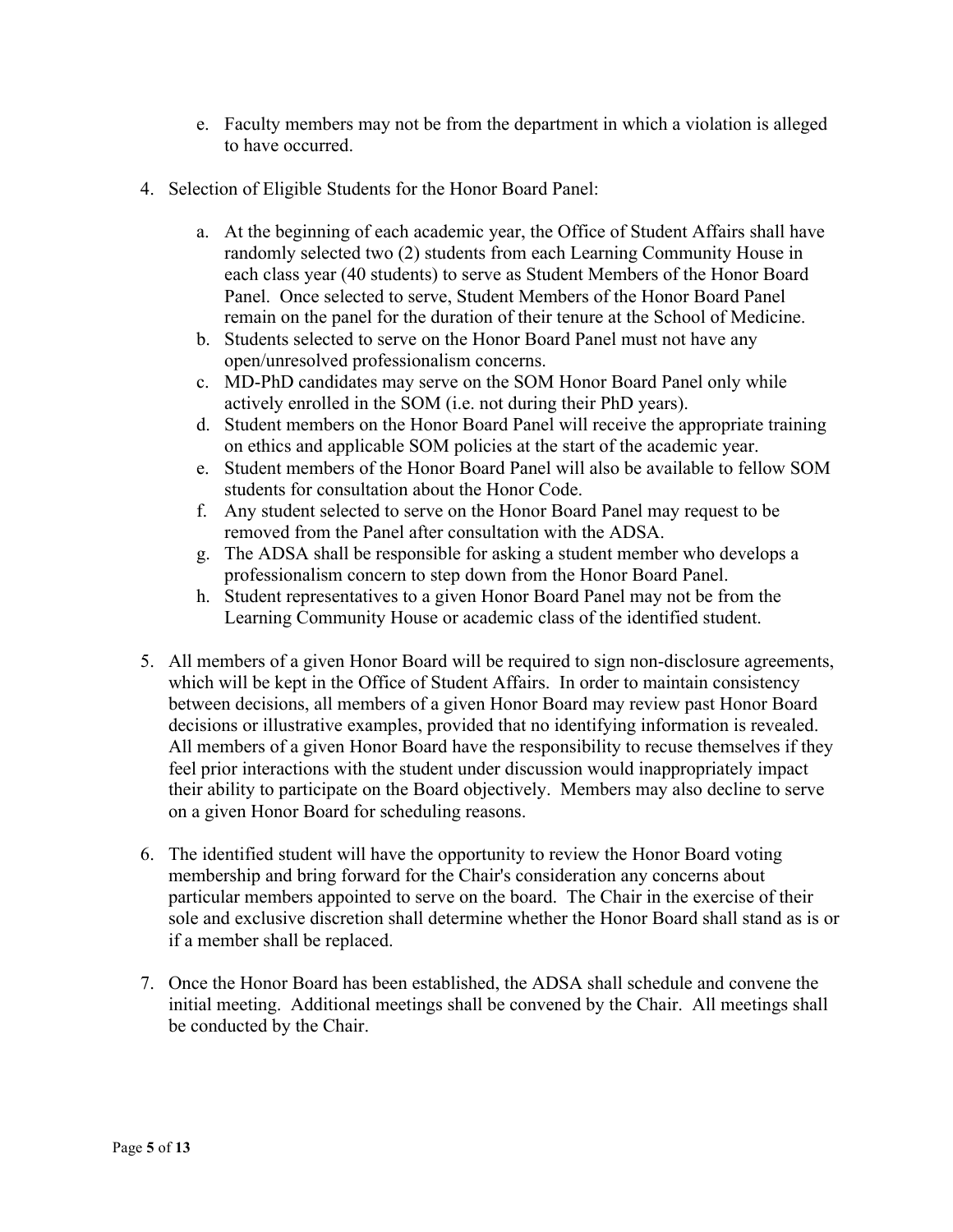e. Faculty members may not be from the department in which a violation is alleged to have occurred.

4. Selection of Eligible Students for the Honor Board Panel:

   a. At the beginning of each academic year, the Office of Student Affairs shall have randomly selected two (2) students from each Learning Community House in each class year (40 students) to serve as Student Members of the Honor Board Panel. Once selected to serve, Student Members of the Honor Board Panel remain on the panel for the duration of their tenure at the School of Medicine.
   b. Students selected to serve on the Honor Board Panel must not have any open/unresolved professionalism concerns.
   c. MD-PhD candidates may serve on the SOM Honor Board Panel only while actively enrolled in the SOM (i.e. not during their PhD years).
   d. Student members on the Honor Board Panel will receive the appropriate training on ethics and applicable SOM policies at the start of the academic year.
   e. Student members of the Honor Board Panel will also be available to fellow SOM students for consultation about the Honor Code.
   f. Any student selected to serve on the Honor Board Panel may request to be removed from the Panel after consultation with the ADSA.
   g. The ADSA shall be responsible for asking a student member who develops a professionalism concern to step down from the Honor Board Panel.
   h. Student representatives to a given Honor Board Panel may not be from the Learning Community House or academic class of the identified student.

5. All members of a given Honor Board will be required to sign non-disclosure agreements, which will be kept in the Office of Student Affairs. In order to maintain consistency between decisions, all members of a given Honor Board may review past Honor Board decisions or illustrative examples, provided that no identifying information is revealed. All members of a given Honor Board have the responsibility to recuse themselves if they feel prior interactions with the student under discussion would inappropriately impact their ability to participate on the Board objectively. Members may also decline to serve on a given Honor Board for scheduling reasons.

6. The identified student will have the opportunity to review the Honor Board voting membership and bring forward for the Chair's consideration any concerns about particular members appointed to serve on the board. The Chair in the exercise of their sole and exclusive discretion shall determine whether the Honor Board shall stand as is or if a member shall be replaced.

7. Once the Honor Board has been established, the ADSA shall schedule and convene the initial meeting. Additional meetings shall be convened by the Chair. All meetings shall be conducted by the Chair.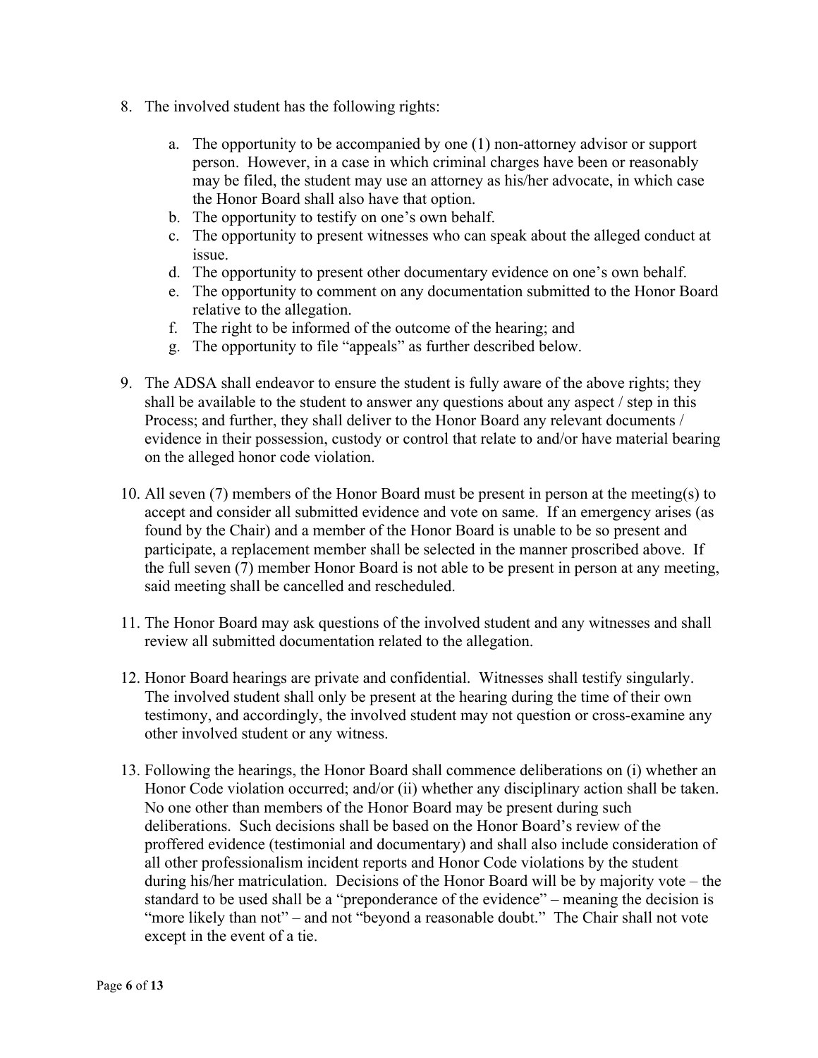8. The involved student has the following rights:

    a. The opportunity to be accompanied by one (1) non-attorney advisor or support person. However, in a case in which criminal charges have been or reasonably may be filed, the student may use an attorney as his/her advocate, in which case the Honor Board shall also have that option.
    b. The opportunity to testify on one's own behalf.
    c. The opportunity to present witnesses who can speak about the alleged conduct at issue.
    d. The opportunity to present other documentary evidence on one's own behalf.
    e. The opportunity to comment on any documentation submitted to the Honor Board relative to the allegation.
    f. The right to be informed of the outcome of the hearing; and
    g. The opportunity to file "appeals" as further described below.

9. The ADSA shall endeavor to ensure the student is fully aware of the above rights; they shall be available to the student to answer any questions about any aspect / step in this Process; and further, they shall deliver to the Honor Board any relevant documents / evidence in their possession, custody or control that relate to and/or have material bearing on the alleged honor code violation.

10. All seven (7) members of the Honor Board must be present in person at the meeting(s) to accept and consider all submitted evidence and vote on same. If an emergency arises (as found by the Chair) and a member of the Honor Board is unable to be so present and participate, a replacement member shall be selected in the manner proscribed above. If the full seven (7) member Honor Board is not able to be present in person at any meeting, said meeting shall be cancelled and rescheduled.

11. The Honor Board may ask questions of the involved student and any witnesses and shall review all submitted documentation related to the allegation.

12. Honor Board hearings are private and confidential. Witnesses shall testify singularly. The involved student shall only be present at the hearing during the time of their own testimony, and accordingly, the involved student may not question or cross-examine any other involved student or any witness.

13. Following the hearings, the Honor Board shall commence deliberations on (i) whether an Honor Code violation occurred; and/or (ii) whether any disciplinary action shall be taken. No one other than members of the Honor Board may be present during such deliberations. Such decisions shall be based on the Honor Board's review of the proffered evidence (testimonial and documentary) and shall also include consideration of all other professionalism incident reports and Honor Code violations by the student during his/her matriculation. Decisions of the Honor Board will be by majority vote – the standard to be used shall be a "preponderance of the evidence" – meaning the decision is "more likely than not" – and not "beyond a reasonable doubt." The Chair shall not vote except in the event of a tie.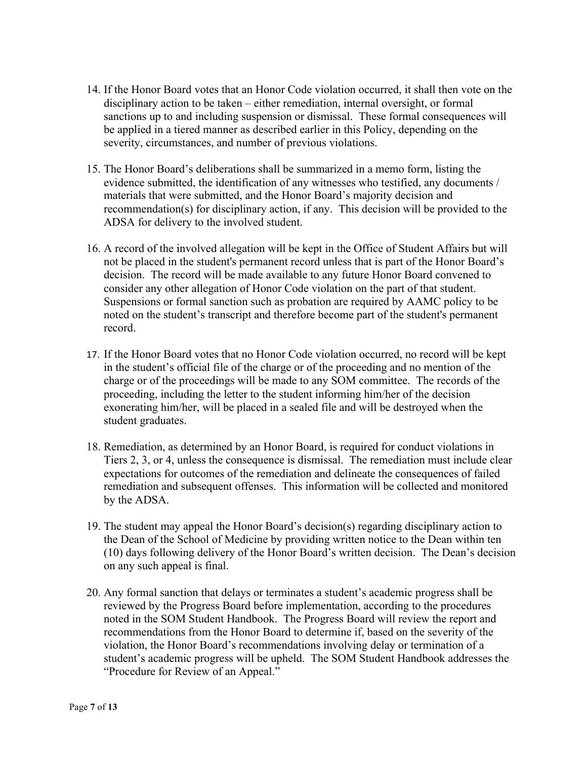14. If the Honor Board votes that an Honor Code violation occurred, it shall then vote on the disciplinary action to be taken – either remediation, internal oversight, or formal sanctions up to and including suspension or dismissal. These formal consequences will be applied in a tiered manner as described earlier in this Policy, depending on the severity, circumstances, and number of previous violations.

15. The Honor Board's deliberations shall be summarized in a memo form, listing the evidence submitted, the identification of any witnesses who testified, any documents / materials that were submitted, and the Honor Board's majority decision and recommendation(s) for disciplinary action, if any. This decision will be provided to the ADSA for delivery to the involved student.

16. A record of the involved allegation will be kept in the Office of Student Affairs but will not be placed in the student's permanent record unless that is part of the Honor Board's decision. The record will be made available to any future Honor Board convened to consider any other allegation of Honor Code violation on the part of that student. Suspensions or formal sanction such as probation are required by AAMC policy to be noted on the student's transcript and therefore become part of the student's permanent record.

17. If the Honor Board votes that no Honor Code violation occurred, no record will be kept in the student's official file of the charge or of the proceeding and no mention of the charge or of the proceedings will be made to any SOM committee. The records of the proceeding, including the letter to the student informing him/her of the decision exonerating him/her, will be placed in a sealed file and will be destroyed when the student graduates.

18. Remediation, as determined by an Honor Board, is required for conduct violations in Tiers 2, 3, or 4, unless the consequence is dismissal. The remediation must include clear expectations for outcomes of the remediation and delineate the consequences of failed remediation and subsequent offenses. This information will be collected and monitored by the ADSA.

19. The student may appeal the Honor Board's decision(s) regarding disciplinary action to the Dean of the School of Medicine by providing written notice to the Dean within ten (10) days following delivery of the Honor Board's written decision. The Dean's decision on any such appeal is final.

20. Any formal sanction that delays or terminates a student's academic progress shall be reviewed by the Progress Board before implementation, according to the procedures noted in the SOM Student Handbook. The Progress Board will review the report and recommendations from the Honor Board to determine if, based on the severity of the violation, the Honor Board's recommendations involving delay or termination of a student's academic progress will be upheld. The SOM Student Handbook addresses the "Procedure for Review of an Appeal."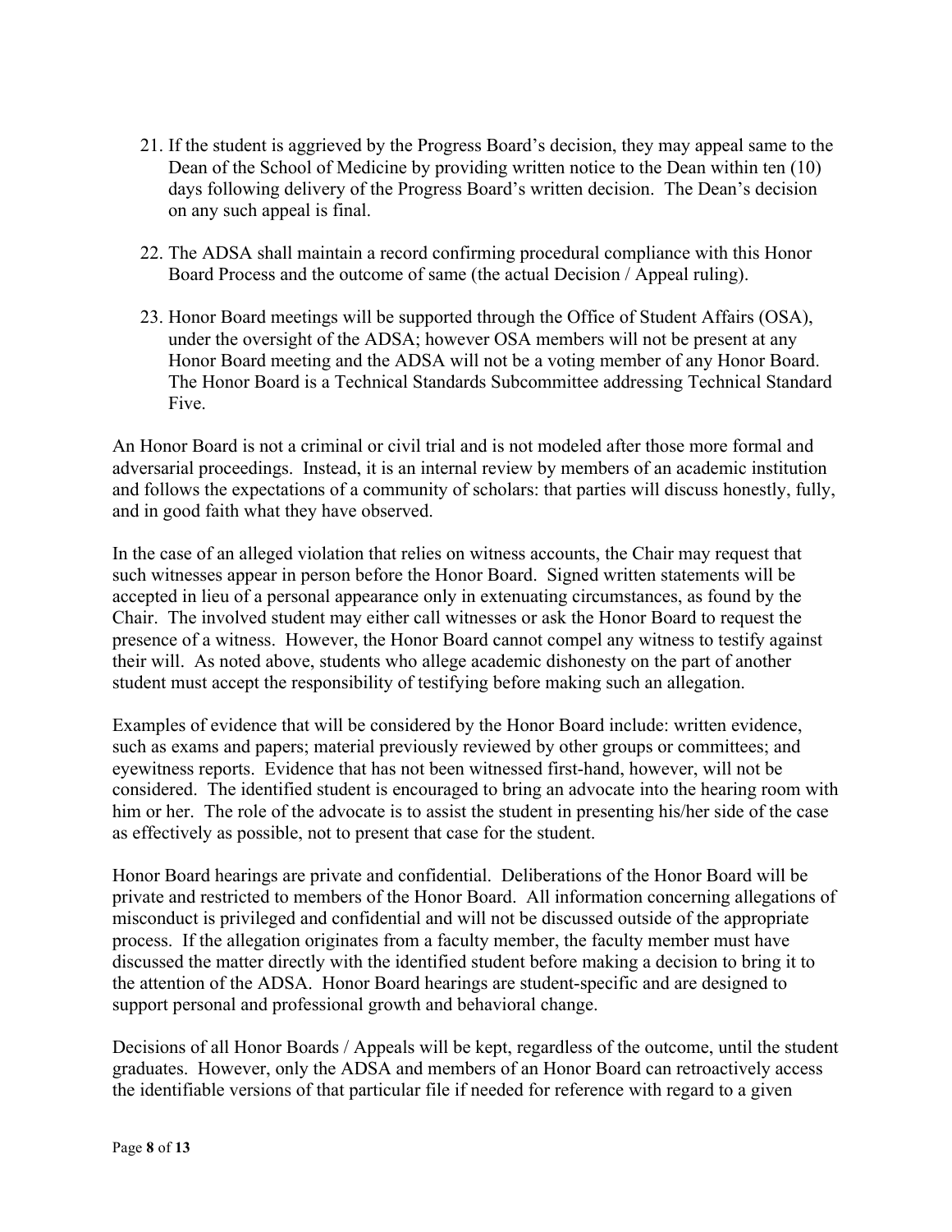21. If the student is aggrieved by the Progress Board's decision, they may appeal same to the Dean of the School of Medicine by providing written notice to the Dean within ten (10) days following delivery of the Progress Board's written decision. The Dean's decision on any such appeal is final.

22. The ADSA shall maintain a record confirming procedural compliance with this Honor Board Process and the outcome of same (the actual Decision / Appeal ruling).

23. Honor Board meetings will be supported through the Office of Student Affairs (OSA), under the oversight of the ADSA; however OSA members will not be present at any Honor Board meeting and the ADSA will not be a voting member of any Honor Board. The Honor Board is a Technical Standards Subcommittee addressing Technical Standard Five.

An Honor Board is not a criminal or civil trial and is not modeled after those more formal and adversarial proceedings. Instead, it is an internal review by members of an academic institution and follows the expectations of a community of scholars: that parties will discuss honestly, fully, and in good faith what they have observed.

In the case of an alleged violation that relies on witness accounts, the Chair may request that such witnesses appear in person before the Honor Board. Signed written statements will be accepted in lieu of a personal appearance only in extenuating circumstances, as found by the Chair. The involved student may either call witnesses or ask the Honor Board to request the presence of a witness. However, the Honor Board cannot compel any witness to testify against their will. As noted above, students who allege academic dishonesty on the part of another student must accept the responsibility of testifying before making such an allegation.

Examples of evidence that will be considered by the Honor Board include: written evidence, such as exams and papers; material previously reviewed by other groups or committees; and eyewitness reports. Evidence that has not been witnessed first-hand, however, will not be considered. The identified student is encouraged to bring an advocate into the hearing room with him or her. The role of the advocate is to assist the student in presenting his/her side of the case as effectively as possible, not to present that case for the student.

Honor Board hearings are private and confidential. Deliberations of the Honor Board will be private and restricted to members of the Honor Board. All information concerning allegations of misconduct is privileged and confidential and will not be discussed outside of the appropriate process. If the allegation originates from a faculty member, the faculty member must have discussed the matter directly with the identified student before making a decision to bring it to the attention of the ADSA. Honor Board hearings are student-specific and are designed to support personal and professional growth and behavioral change.

Decisions of all Honor Boards / Appeals will be kept, regardless of the outcome, until the student graduates. However, only the ADSA and members of an Honor Board can retroactively access the identifiable versions of that particular file if needed for reference with regard to a given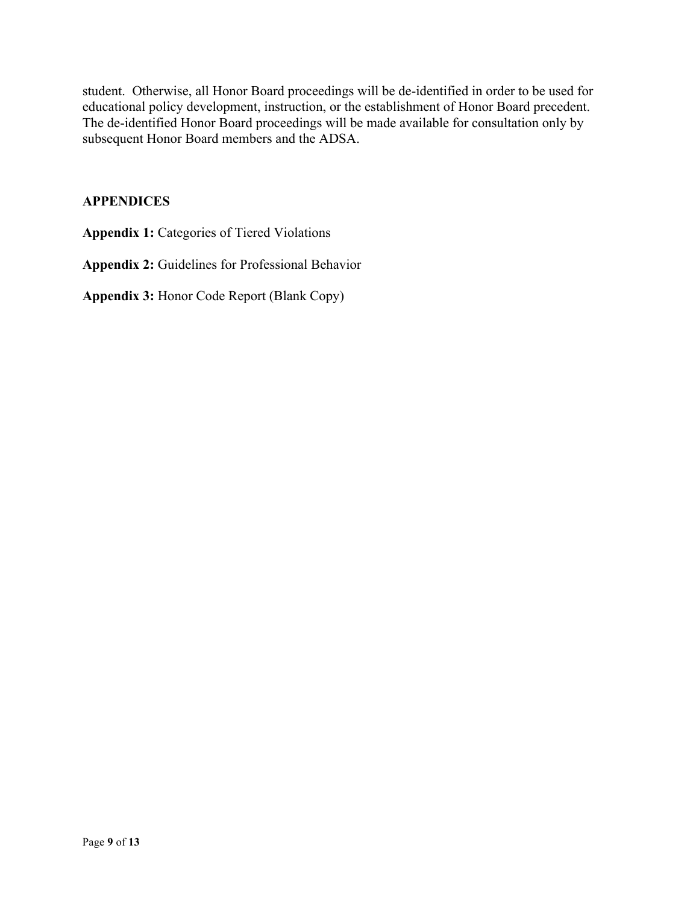student. Otherwise, all Honor Board proceedings will be de-identified in order to be used for educational policy development, instruction, or the establishment of Honor Board precedent. The de-identified Honor Board proceedings will be made available for consultation only by subsequent Honor Board members and the ADSA.

## APPENDICES

**Appendix 1:** Categories of Tiered Violations

**Appendix 2:** Guidelines for Professional Behavior

**Appendix 3:** Honor Code Report (Blank Copy)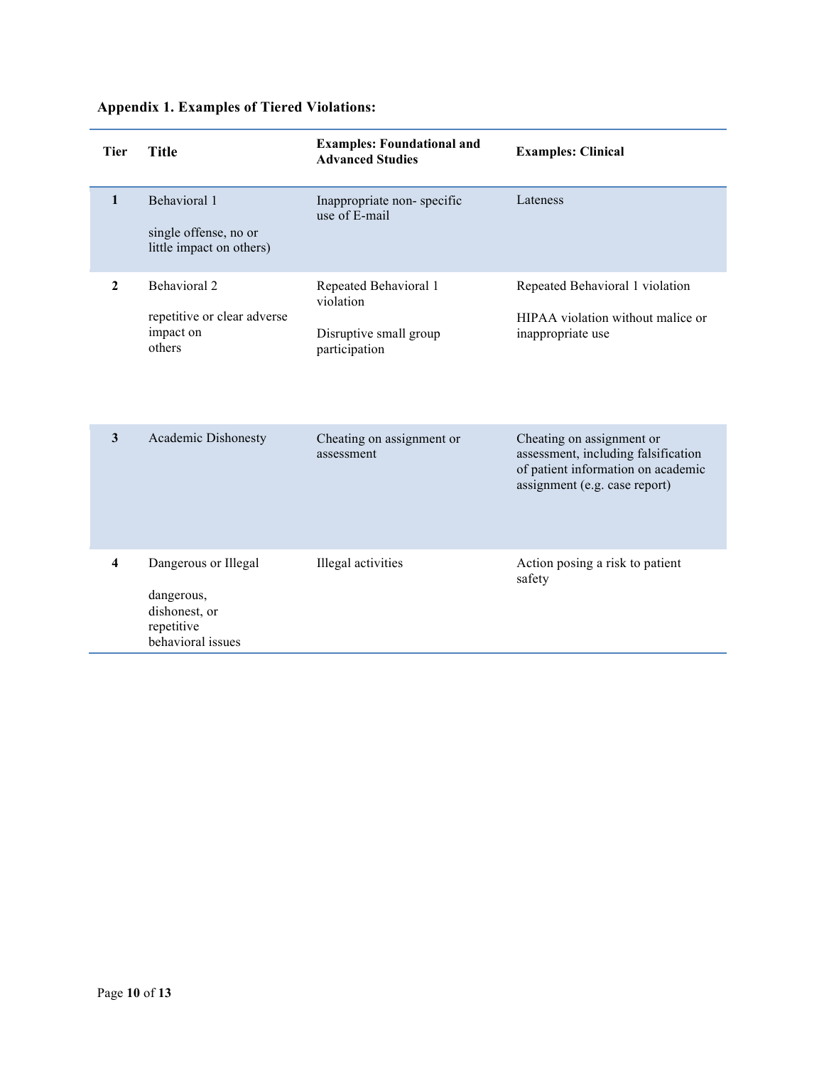**Appendix 1. Examples of Tiered Violations:**

| Tier | Title | Examples: Foundational and Advanced Studies | Examples: Clinical |
|---|---|---|---|
| 1 | Behavioral 1<br><br>single offense, no or little impact on others) | Inappropriate non- specific use of E-mail | Lateness |
| 2 | Behavioral 2<br><br>repetitive or clear adverse impact on others | Repeated Behavioral 1 violation<br><br>Disruptive small group participation | Repeated Behavioral 1 violation<br><br>HIPAA violation without malice or inappropriate use |
| 3 | Academic Dishonesty | Cheating on assignment or assessment | Cheating on assignment or assessment, including falsification of patient information on academic assignment (e.g. case report) |
| 4 | Dangerous or Illegal<br><br>dangerous, dishonest, or repetitive behavioral issues | Illegal activities | Action posing a risk to patient safety |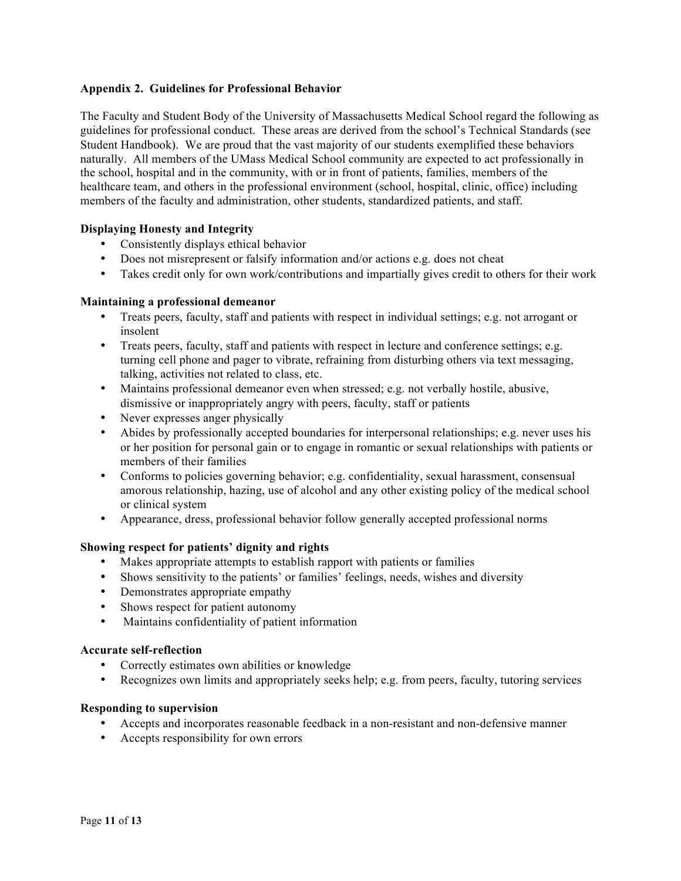## Appendix 2. Guidelines for Professional Behavior

The Faculty and Student Body of the University of Massachusetts Medical School regard the following as guidelines for professional conduct. These areas are derived from the school's Technical Standards (see Student Handbook). We are proud that the vast majority of our students exemplified these behaviors naturally. All members of the UMass Medical School community are expected to act professionally in the school, hospital and in the community, with or in front of patients, families, members of the healthcare team, and others in the professional environment (school, hospital, clinic, office) including members of the faculty and administration, other students, standardized patients, and staff.

### Displaying Honesty and Integrity

- Consistently displays ethical behavior
- Does not misrepresent or falsify information and/or actions e.g. does not cheat
- Takes credit only for own work/contributions and impartially gives credit to others for their work

### Maintaining a professional demeanor

- Treats peers, faculty, staff and patients with respect in individual settings; e.g. not arrogant or insolent
- Treats peers, faculty, staff and patients with respect in lecture and conference settings; e.g. turning cell phone and pager to vibrate, refraining from disturbing others via text messaging, talking, activities not related to class, etc.
- Maintains professional demeanor even when stressed; e.g. not verbally hostile, abusive, dismissive or inappropriately angry with peers, faculty, staff or patients
- Never expresses anger physically
- Abides by professionally accepted boundaries for interpersonal relationships; e.g. never uses his or her position for personal gain or to engage in romantic or sexual relationships with patients or members of their families
- Conforms to policies governing behavior; e.g. confidentiality, sexual harassment, consensual amorous relationship, hazing, use of alcohol and any other existing policy of the medical school or clinical system
- Appearance, dress, professional behavior follow generally accepted professional norms

### Showing respect for patients' dignity and rights

- Makes appropriate attempts to establish rapport with patients or families
- Shows sensitivity to the patients' or families' feelings, needs, wishes and diversity
- Demonstrates appropriate empathy
- Shows respect for patient autonomy
- Maintains confidentiality of patient information

### Accurate self-reflection

- Correctly estimates own abilities or knowledge
- Recognizes own limits and appropriately seeks help; e.g. from peers, faculty, tutoring services

### Responding to supervision

- Accepts and incorporates reasonable feedback in a non-resistant and non-defensive manner
- Accepts responsibility for own errors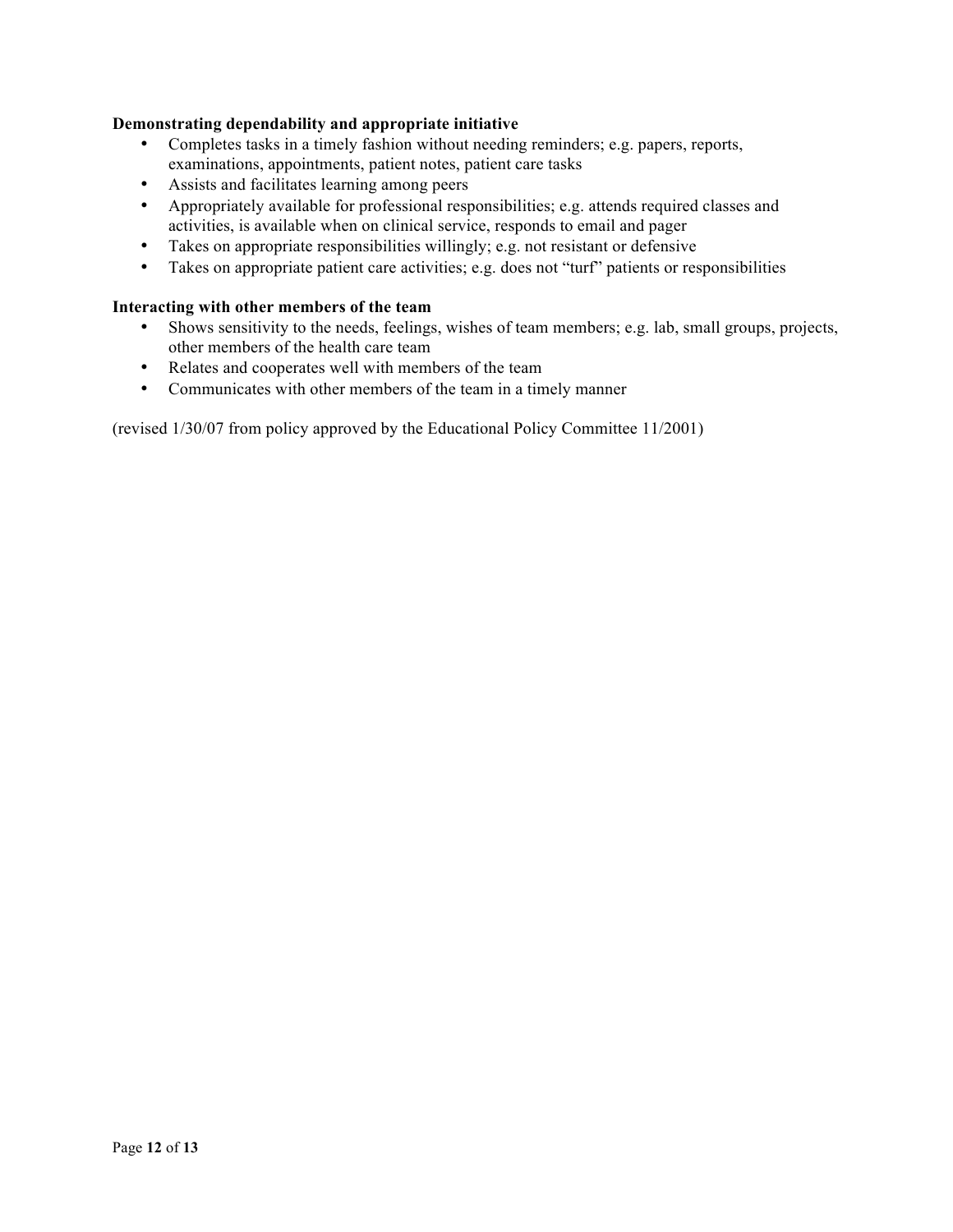**Demonstrating dependability and appropriate initiative**

- Completes tasks in a timely fashion without needing reminders; e.g. papers, reports, examinations, appointments, patient notes, patient care tasks
- Assists and facilitates learning among peers
- Appropriately available for professional responsibilities; e.g. attends required classes and activities, is available when on clinical service, responds to email and pager
- Takes on appropriate responsibilities willingly; e.g. not resistant or defensive
- Takes on appropriate patient care activities; e.g. does not "turf" patients or responsibilities

**Interacting with other members of the team**

- Shows sensitivity to the needs, feelings, wishes of team members; e.g. lab, small groups, projects, other members of the health care team
- Relates and cooperates well with members of the team
- Communicates with other members of the team in a timely manner

(revised 1/30/07 from policy approved by the Educational Policy Committee 11/2001)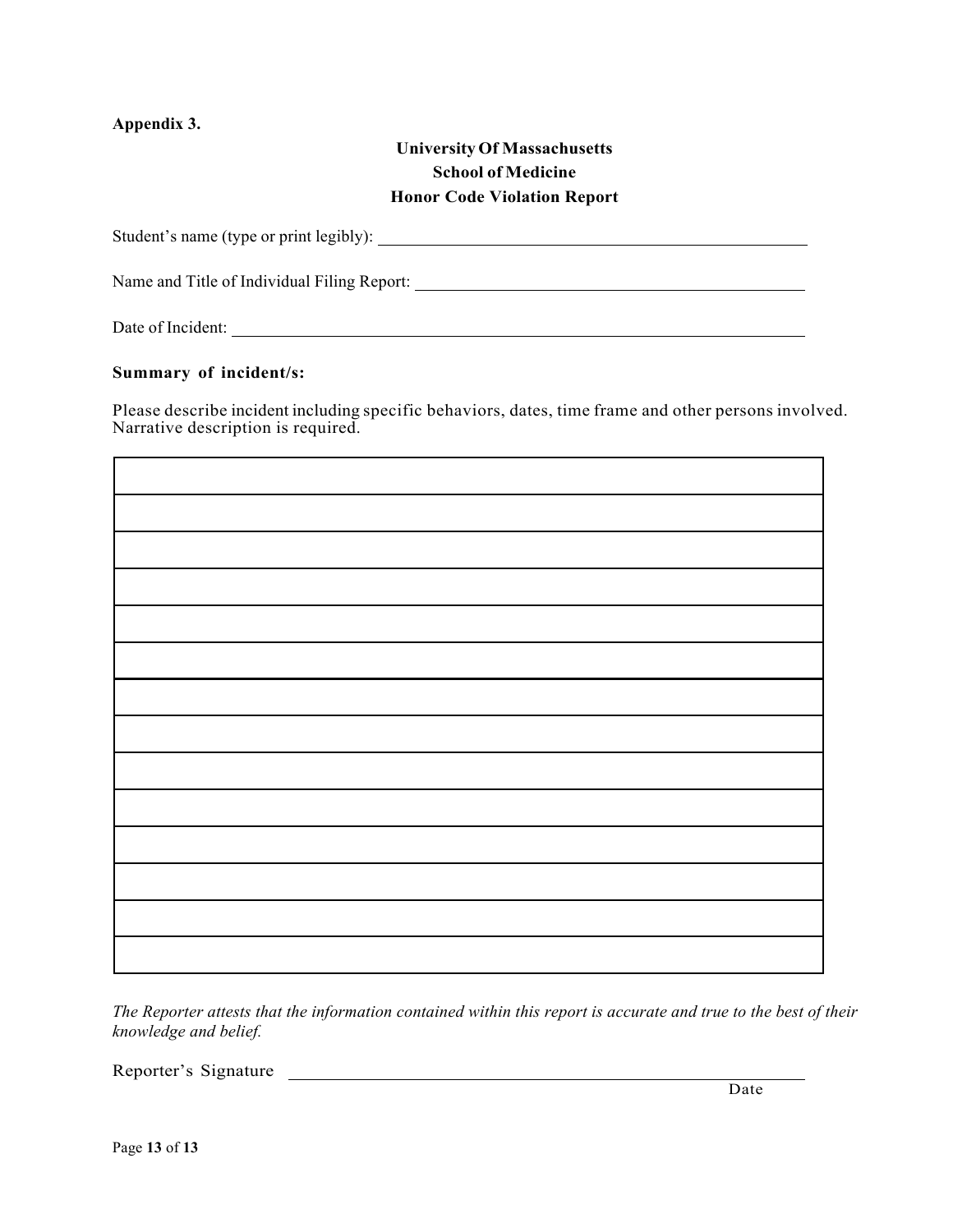**Appendix 3.**

**University Of Massachusetts**
**School of Medicine**
**Honor Code Violation Report**

Student's name (type or print legibly): ______________________________

Name and Title of Individual Filing Report: ______________________________

Date of Incident: ______________________________

**Summary of incident/s:**

Please describe incident including specific behaviors, dates, time frame and other persons involved. Narrative description is required.

| |
|---|
| |
| |
| |
| |
| |
| |
| |
| |
| |
| |
| |
| |
| |

*The Reporter attests that the information contained within this report is accurate and true to the best of their knowledge and belief.*

Reporter's Signature ______________________________
Date